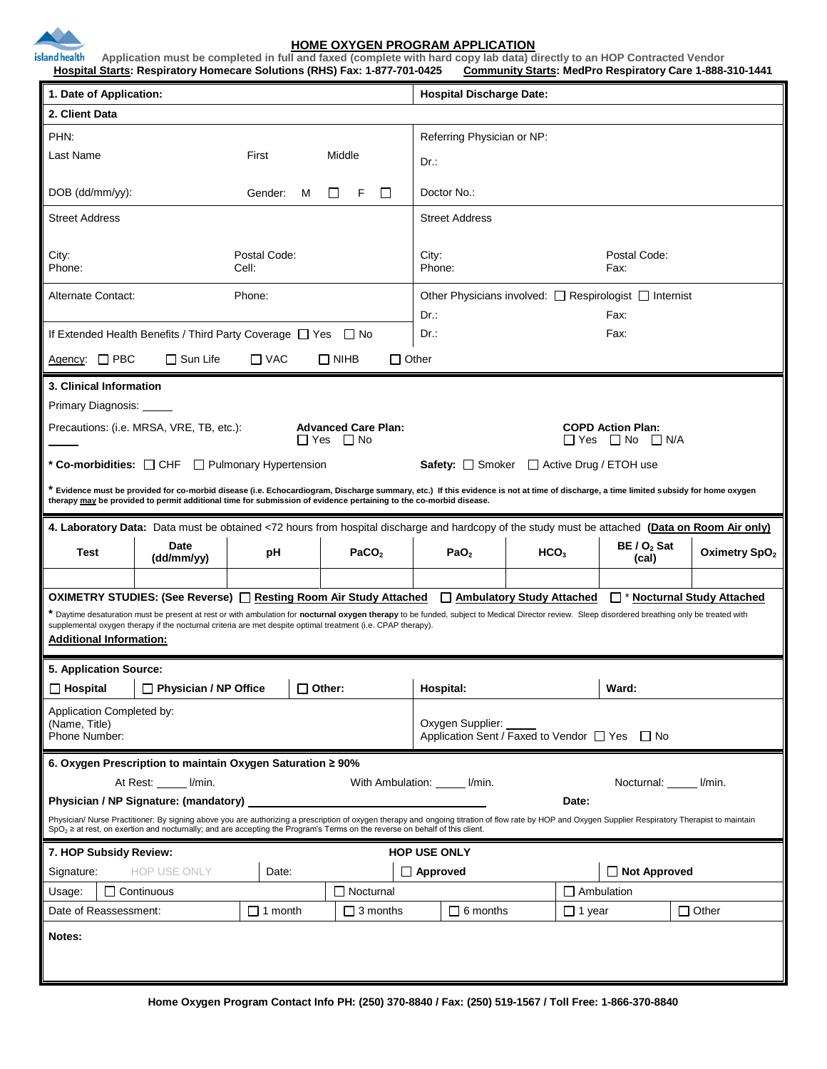# HOME OXYGEN PROGRAM APPLICATION

island health

**Application must be completed in full and faxed (complete with hard copy lab data) directly to an HOP Contracted Vendor**

**Hospital Starts: Respiratory Homecare Solutions (RHS) Fax: 1-877-701-0425** **Community Starts: MedPro Respiratory Care 1-888-310-1441**

**1. Date of Application:**

**Hospital Discharge Date:**

**2. Client Data**

PHN:

Last Name First Middle

DOB (dd/mm/yy): Gender: M ☐ F ☐

Street Address

City: Postal Code:
Phone: Cell:

Alternate Contact: Phone:

If Extended Health Benefits / Third Party Coverage ☐ Yes ☐ No

Agency: ☐ PBC ☐ Sun Life ☐ VAC ☐ NIHB ☐ Other

Referring Physician or NP:

Dr.:

Doctor No.:

Street Address

City: Postal Code:
Phone: Fax:

Other Physicians involved: ☐ Respirologist ☐ Internist

Dr.: Fax:

Dr.: Fax:

**3. Clinical Information**

Primary Diagnosis: _____

Precautions: (i.e. MRSA, VRE, TB, etc.): _____

**Advanced Care Plan:** ☐ Yes ☐ No

**COPD Action Plan:** ☐ Yes ☐ No ☐ N/A

**\* Co-morbidities:** ☐ CHF ☐ Pulmonary Hypertension

**Safety:** ☐ Smoker ☐ Active Drug / ETOH use

\* **Evidence must be provided for co-morbid disease (i.e. Echocardiogram, Discharge summary, etc.) If this evidence is not at time of discharge, a time limited subsidy for home oxygen therapy may be provided to permit additional time for submission of evidence pertaining to the co-morbid disease.**

**4. Laboratory Data:** Data must be obtained <72 hours from hospital discharge and hardcopy of the study must be attached **(Data on Room Air only)**

| Test | Date (dd/mm/yy) | pH | $PaCO_2$ | $PaO_2$ | $HCO_3$ | BE / $O_2$ Sat (cal) | Oximetry $SpO_2$ |
|---|---|---|---|---|---|---|---|
| | | | | | | | |

**OXIMETRY STUDIES: (See Reverse)** ☐ **Resting Room Air Study Attached** ☐ **Ambulatory Study Attached** ☐ \* **Nocturnal Study Attached**

\* Daytime desaturation must be present at rest or with ambulation for **nocturnal oxygen therapy** to be funded, subject to Medical Director review. Sleep disordered breathing only be treated with supplemental oxygen therapy if the nocturnal criteria are met despite optimal treatment (i.e. CPAP therapy).

**Additional Information:**

**5. Application Source:**

☐ **Hospital** ☐ **Physician / NP Office** ☐ **Other:**

**Hospital:** **Ward:**

Application Completed by:
(Name, Title)
Phone Number:

Oxygen Supplier: _____
Application Sent / Faxed to Vendor ☐ Yes ☐ No

**6. Oxygen Prescription to maintain Oxygen Saturation ≥ 90%**

At Rest: _____ l/min. With Ambulation: _____ l/min. Nocturnal: _____ l/min.

**Physician / NP Signature: (mandatory)** ____________________ **Date:**

Physician/ Nurse Practitioner: By signing above you are authorizing a prescription of oxygen therapy and ongoing titration of flow rate by HOP and Oxygen Supplier Respiratory Therapist to maintain $SpO_2$ ≥ at rest, on exertion and nocturnally; and are accepting the Program's Terms on the reverse on behalf of this client.

**7. HOP Subsidy Review:** **HOP USE ONLY**

| Signature: HOP USE ONLY | Date: | ☐ **Approved** | | ☐ **Not Approved** |
|---|---|---|---|---|
| Usage: ☐ Continuous | | ☐ Nocturnal | ☐ Ambulation | |
| Date of Reassessment: | ☐ 1 month | ☐ 3 months | ☐ 6 months | ☐ 1 year ☐ Other |

**Notes:**

**Home Oxygen Program Contact Info PH: (250) 370-8840 / Fax: (250) 519-1567 / Toll Free: 1-866-370-8840**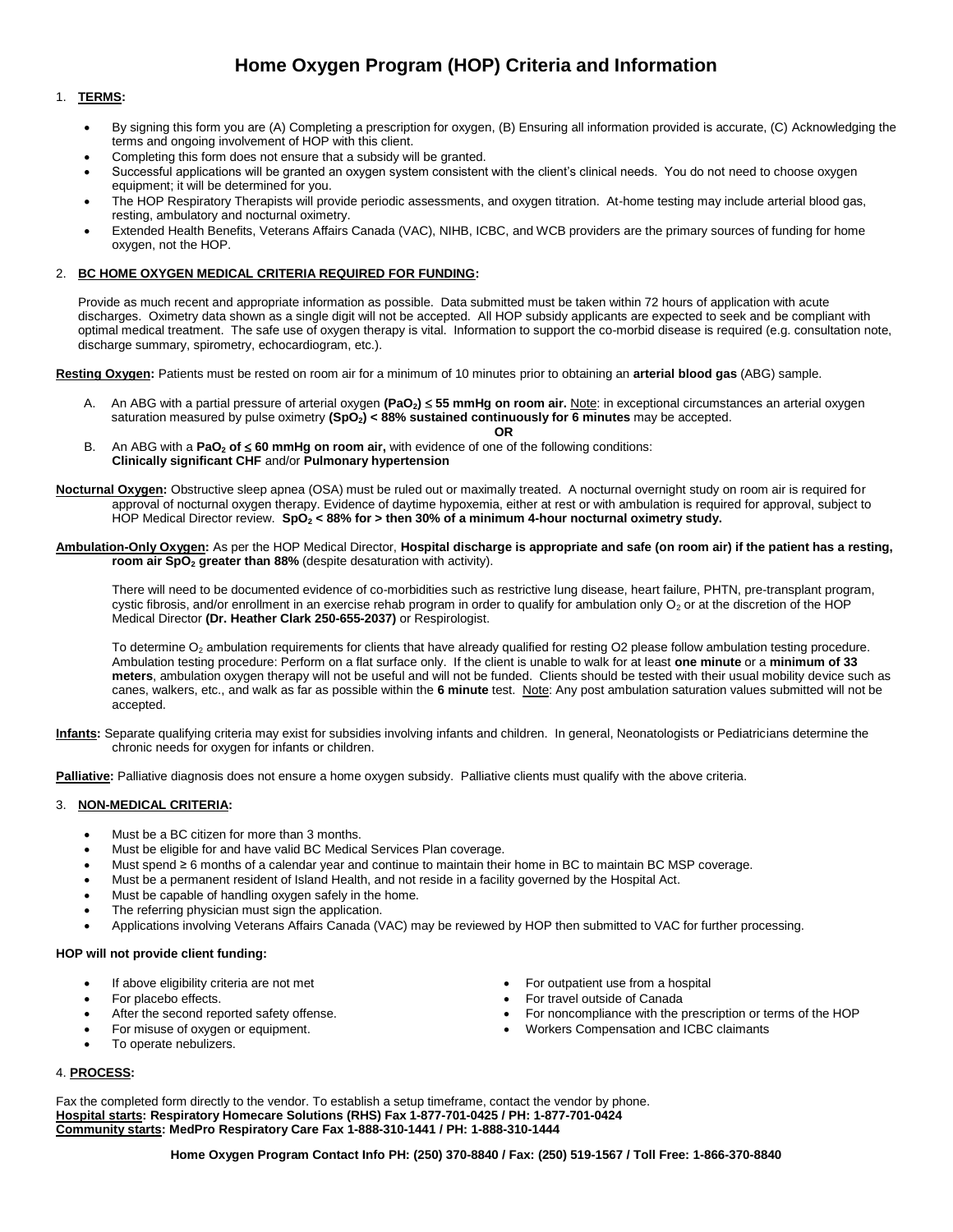# Home Oxygen Program (HOP) Criteria and Information

1. **TERMS:**

- By signing this form you are (A) Completing a prescription for oxygen, (B) Ensuring all information provided is accurate, (C) Acknowledging the terms and ongoing involvement of HOP with this client.
- Completing this form does not ensure that a subsidy will be granted.
- Successful applications will be granted an oxygen system consistent with the client's clinical needs. You do not need to choose oxygen equipment; it will be determined for you.
- The HOP Respiratory Therapists will provide periodic assessments, and oxygen titration. At-home testing may include arterial blood gas, resting, ambulatory and nocturnal oximetry.
- Extended Health Benefits, Veterans Affairs Canada (VAC), NIHB, ICBC, and WCB providers are the primary sources of funding for home oxygen, not the HOP.

2. **BC HOME OXYGEN MEDICAL CRITERIA REQUIRED FOR FUNDING:**

Provide as much recent and appropriate information as possible. Data submitted must be taken within 72 hours of application with acute discharges. Oximetry data shown as a single digit will not be accepted. All HOP subsidy applicants are expected to seek and be compliant with optimal medical treatment. The safe use of oxygen therapy is vital. Information to support the co-morbid disease is required (e.g. consultation note, discharge summary, spirometry, echocardiogram, etc.).

**Resting Oxygen:** Patients must be rested on room air for a minimum of 10 minutes prior to obtaining an **arterial blood gas** (ABG) sample.

A. An ABG with a partial pressure of arterial oxygen **($PaO_2$) ≤ 55 mmHg on room air.** Note: in exceptional circumstances an arterial oxygen saturation measured by pulse oximetry **($SpO_2$) < 88% sustained continuously for 6 minutes** may be accepted.

**OR**

B. An ABG with a **$PaO_2$ of ≤ 60 mmHg on room air,** with evidence of one of the following conditions: **Clinically significant CHF** and/or **Pulmonary hypertension**

**Nocturnal Oxygen:** Obstructive sleep apnea (OSA) must be ruled out or maximally treated. A nocturnal overnight study on room air is required for approval of nocturnal oxygen therapy. Evidence of daytime hypoxemia, either at rest or with ambulation is required for approval, subject to HOP Medical Director review. **$SpO_2$ < 88% for > then 30% of a minimum 4-hour nocturnal oximetry study.**

**Ambulation-Only Oxygen:** As per the HOP Medical Director, **Hospital discharge is appropriate and safe (on room air) if the patient has a resting, room air $SpO_2$ greater than 88%** (despite desaturation with activity).

There will need to be documented evidence of co-morbidities such as restrictive lung disease, heart failure, PHTN, pre-transplant program, cystic fibrosis, and/or enrollment in an exercise rehab program in order to qualify for ambulation only $O_2$ or at the discretion of the HOP Medical Director **(Dr. Heather Clark 250-655-2037)** or Respirologist.

To determine $O_2$ ambulation requirements for clients that have already qualified for resting O2 please follow ambulation testing procedure. Ambulation testing procedure: Perform on a flat surface only. If the client is unable to walk for at least **one minute** or a **minimum of 33 meters**, ambulation oxygen therapy will not be useful and will not be funded. Clients should be tested with their usual mobility device such as canes, walkers, etc., and walk as far as possible within the **6 minute** test. Note: Any post ambulation saturation values submitted will not be accepted.

**Infants:** Separate qualifying criteria may exist for subsidies involving infants and children. In general, Neonatologists or Pediatricians determine the chronic needs for oxygen for infants or children.

**Palliative:** Palliative diagnosis does not ensure a home oxygen subsidy. Palliative clients must qualify with the above criteria.

3. **NON-MEDICAL CRITERIA:**

- Must be a BC citizen for more than 3 months.
- Must be eligible for and have valid BC Medical Services Plan coverage.
- Must spend ≥ 6 months of a calendar year and continue to maintain their home in BC to maintain BC MSP coverage.
- Must be a permanent resident of Island Health, and not reside in a facility governed by the Hospital Act.
- Must be capable of handling oxygen safely in the home.
- The referring physician must sign the application.
- Applications involving Veterans Affairs Canada (VAC) may be reviewed by HOP then submitted to VAC for further processing.

**HOP will not provide client funding:**

- If above eligibility criteria are not met
- For placebo effects.
- After the second reported safety offense.
- For misuse of oxygen or equipment.
- To operate nebulizers.
- For outpatient use from a hospital
- For travel outside of Canada
- For noncompliance with the prescription or terms of the HOP
- Workers Compensation and ICBC claimants

4. **PROCESS:**

Fax the completed form directly to the vendor. To establish a setup timeframe, contact the vendor by phone.
**Hospital starts: Respiratory Homecare Solutions (RHS) Fax 1-877-701-0425 / PH: 1-877-701-0424**
**Community starts: MedPro Respiratory Care Fax 1-888-310-1441 / PH: 1-888-310-1444**

**Home Oxygen Program Contact Info PH: (250) 370-8840 / Fax: (250) 519-1567 / Toll Free: 1-866-370-8840**